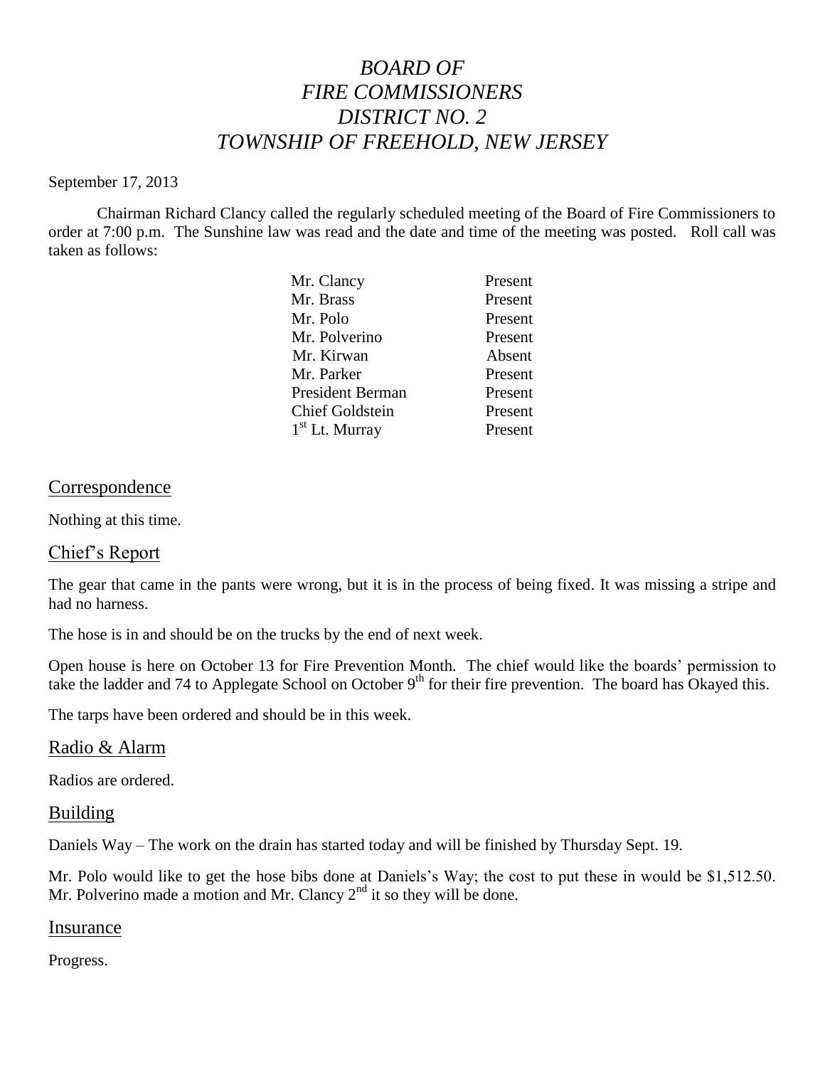# *BOARD OF FIRE COMMISSIONERS DISTRICT NO. 2 TOWNSHIP OF FREEHOLD, NEW JERSEY*

September 17, 2013

Chairman Richard Clancy called the regularly scheduled meeting of the Board of Fire Commissioners to order at 7:00 p.m. The Sunshine law was read and the date and time of the meeting was posted. Roll call was taken as follows:

| | |
|---|---|
| Mr. Clancy | Present |
| Mr. Brass | Present |
| Mr. Polo | Present |
| Mr. Polverino | Present |
| Mr. Kirwan | Absent |
| Mr. Parker | Present |
| President Berman | Present |
| Chief Goldstein | Present |
| 1st Lt. Murray | Present |

## Correspondence

Nothing at this time.

## Chief's Report

The gear that came in the pants were wrong, but it is in the process of being fixed. It was missing a stripe and had no harness.

The hose is in and should be on the trucks by the end of next week.

Open house is here on October 13 for Fire Prevention Month. The chief would like the boards' permission to take the ladder and 74 to Applegate School on October 9th for their fire prevention. The board has Okayed this.

The tarps have been ordered and should be in this week.

## Radio & Alarm

Radios are ordered.

## Building

Daniels Way – The work on the drain has started today and will be finished by Thursday Sept. 19.

Mr. Polo would like to get the hose bibs done at Daniels's Way; the cost to put these in would be $1,512.50. Mr. Polverino made a motion and Mr. Clancy 2nd it so they will be done.

## Insurance

Progress.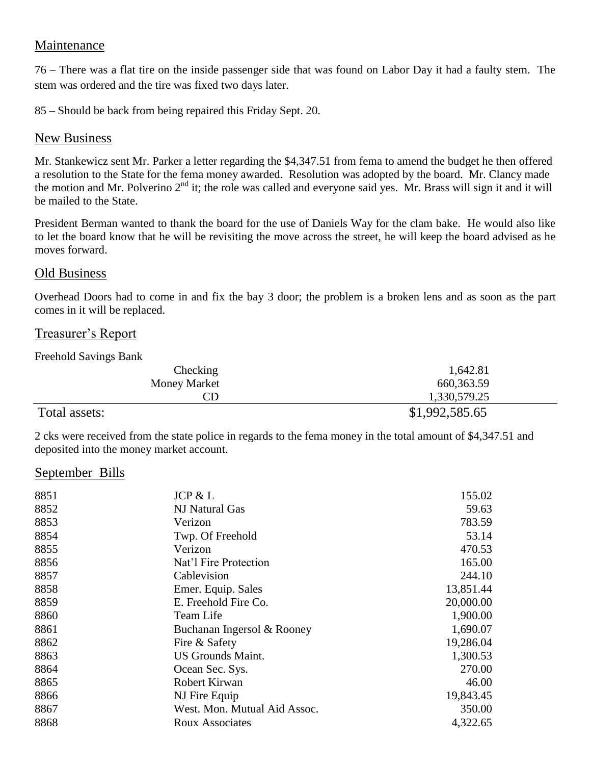## Maintenance

76 – There was a flat tire on the inside passenger side that was found on Labor Day it had a faulty stem. The stem was ordered and the tire was fixed two days later.

85 – Should be back from being repaired this Friday Sept. 20.

## New Business

Mr. Stankewicz sent Mr. Parker a letter regarding the $4,347.51 from fema to amend the budget he then offered a resolution to the State for the fema money awarded. Resolution was adopted by the board. Mr. Clancy made the motion and Mr. Polverino 2nd it; the role was called and everyone said yes. Mr. Brass will sign it and it will be mailed to the State.

President Berman wanted to thank the board for the use of Daniels Way for the clam bake. He would also like to let the board know that he will be revisiting the move across the street, he will keep the board advised as he moves forward.

## Old Business

Overhead Doors had to come in and fix the bay 3 door; the problem is a broken lens and as soon as the part comes in it will be replaced.

## Treasurer's Report

Freehold Savings Bank

| | |
|---|---|
| Checking | 1,642.81 |
| Money Market | 660,363.59 |
| CD | 1,330,579.25 |
| Total assets: | $1,992,585.65 |

2 cks were received from the state police in regards to the fema money in the total amount of $4,347.51 and deposited into the money market account.

## September Bills

| | | |
|---|---|---|
| 8851 | JCP & L | 155.02 |
| 8852 | NJ Natural Gas | 59.63 |
| 8853 | Verizon | 783.59 |
| 8854 | Twp. Of Freehold | 53.14 |
| 8855 | Verizon | 470.53 |
| 8856 | Nat'l Fire Protection | 165.00 |
| 8857 | Cablevision | 244.10 |
| 8858 | Emer. Equip. Sales | 13,851.44 |
| 8859 | E. Freehold Fire Co. | 20,000.00 |
| 8860 | Team Life | 1,900.00 |
| 8861 | Buchanan Ingersol & Rooney | 1,690.07 |
| 8862 | Fire & Safety | 19,286.04 |
| 8863 | US Grounds Maint. | 1,300.53 |
| 8864 | Ocean Sec. Sys. | 270.00 |
| 8865 | Robert Kirwan | 46.00 |
| 8866 | NJ Fire Equip | 19,843.45 |
| 8867 | West. Mon. Mutual Aid Assoc. | 350.00 |
| 8868 | Roux Associates | 4,322.65 |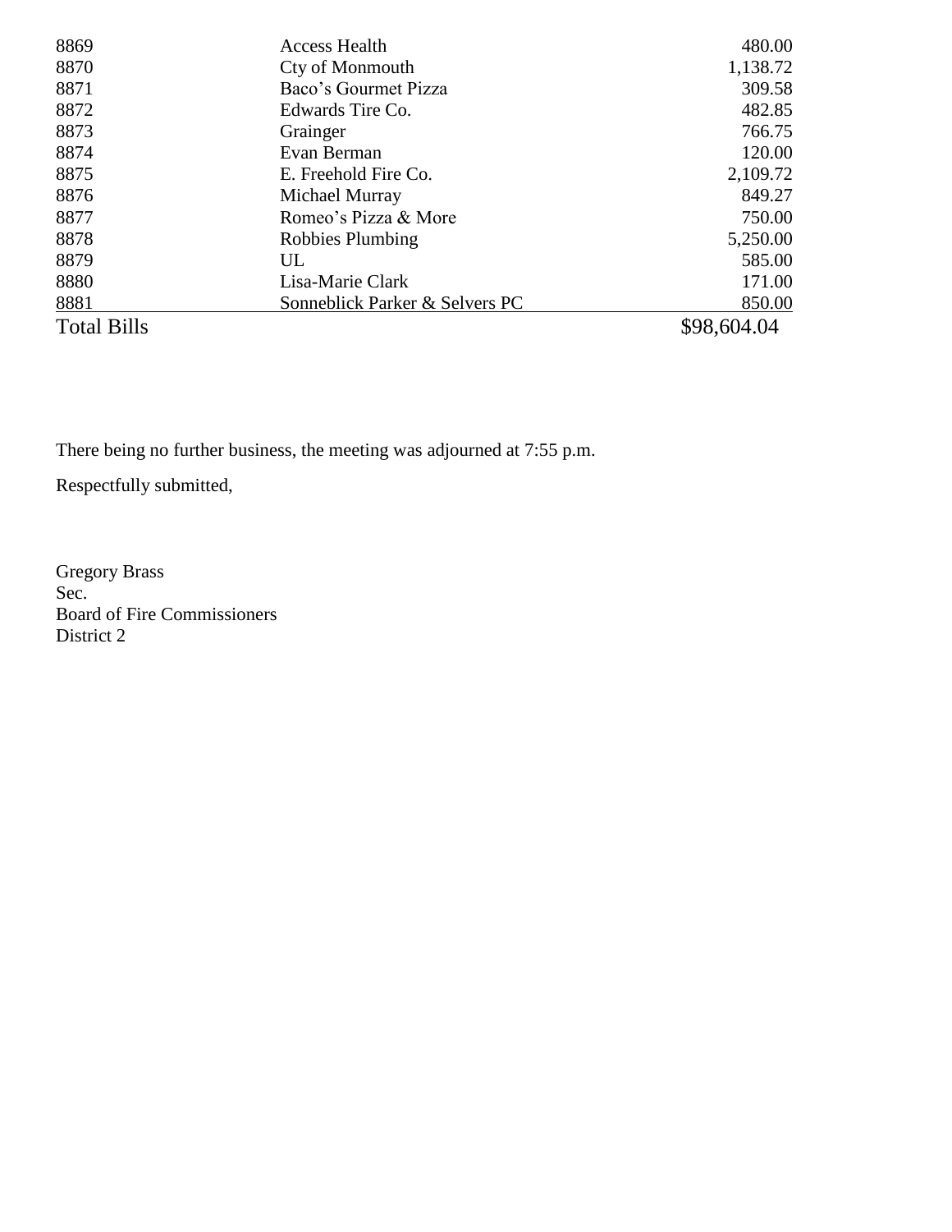| | | |
|---|---|---|
| 8869 | Access Health | 480.00 |
| 8870 | Cty of Monmouth | 1,138.72 |
| 8871 | Baco's Gourmet Pizza | 309.58 |
| 8872 | Edwards Tire Co. | 482.85 |
| 8873 | Grainger | 766.75 |
| 8874 | Evan Berman | 120.00 |
| 8875 | E. Freehold Fire Co. | 2,109.72 |
| 8876 | Michael Murray | 849.27 |
| 8877 | Romeo's Pizza & More | 750.00 |
| 8878 | Robbies Plumbing | 5,250.00 |
| 8879 | UL | 585.00 |
| 8880 | Lisa-Marie Clark | 171.00 |
| 8881 | Sonneblick Parker & Selvers PC | 850.00 |
| Total Bills | | $98,604.04 |

There being no further business, the meeting was adjourned at 7:55 p.m.

Respectfully submitted,

Gregory Brass
Sec.
Board of Fire Commissioners
District 2